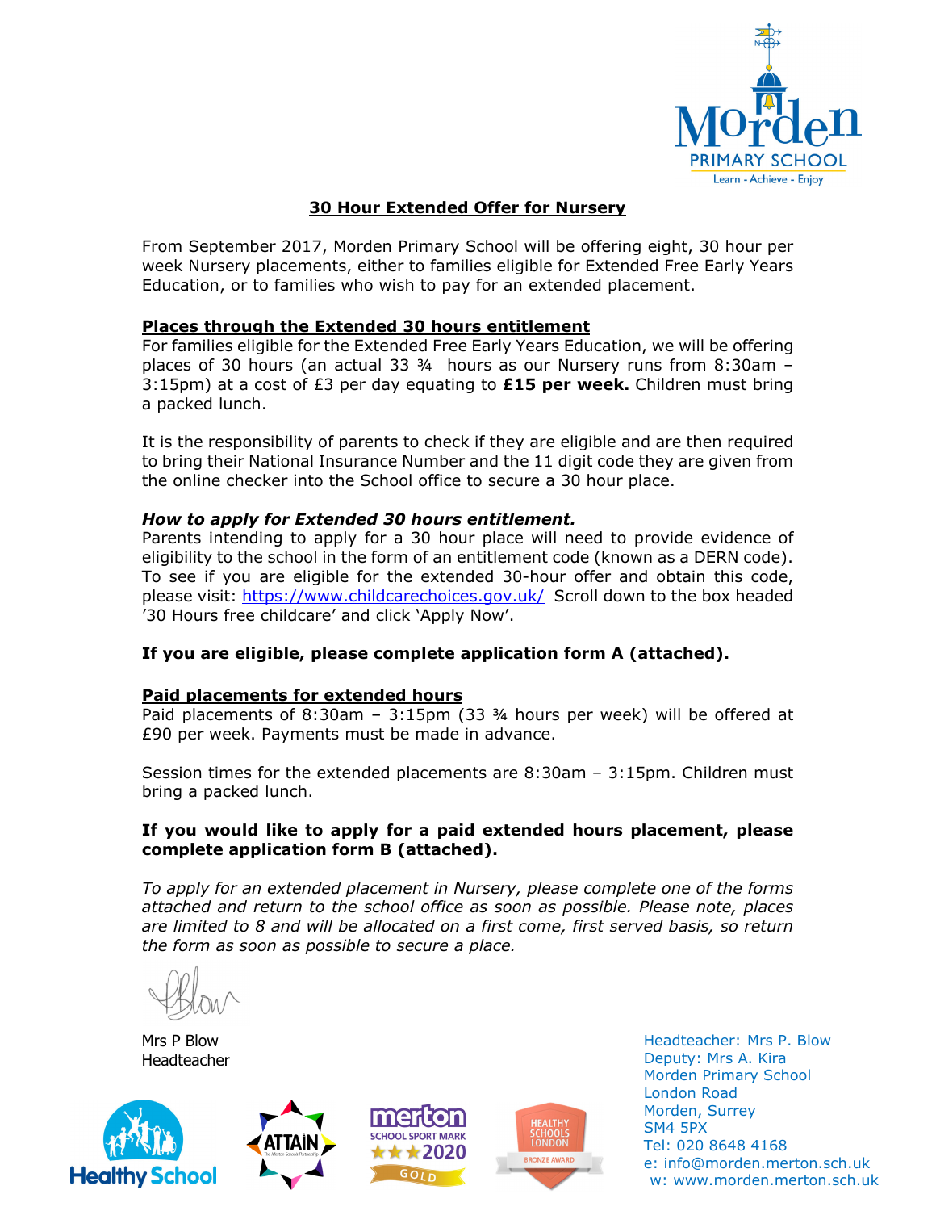Morden PRIMARY SCHOOL
Learn - Achieve - Enjoy

# 30 Hour Extended Offer for Nursery

From September 2017, Morden Primary School will be offering eight, 30 hour per week Nursery placements, either to families eligible for Extended Free Early Years Education, or to families who wish to pay for an extended placement.

## Places through the Extended 30 hours entitlement

For families eligible for the Extended Free Early Years Education, we will be offering places of 30 hours (an actual 33 ¾ hours as our Nursery runs from 8:30am – 3:15pm) at a cost of £3 per day equating to **£15 per week.** Children must bring a packed lunch.

It is the responsibility of parents to check if they are eligible and are then required to bring their National Insurance Number and the 11 digit code they are given from the online checker into the School office to secure a 30 hour place.

### *How to apply for Extended 30 hours entitlement.*

Parents intending to apply for a 30 hour place will need to provide evidence of eligibility to the school in the form of an entitlement code (known as a DERN code). To see if you are eligible for the extended 30-hour offer and obtain this code, please visit: https://www.childcarechoices.gov.uk/ Scroll down to the box headed '30 Hours free childcare' and click 'Apply Now'.

**If you are eligible, please complete application form A (attached).**

## Paid placements for extended hours

Paid placements of 8:30am – 3:15pm (33 ¾ hours per week) will be offered at £90 per week. Payments must be made in advance.

Session times for the extended placements are 8:30am – 3:15pm. Children must bring a packed lunch.

**If you would like to apply for a paid extended hours placement, please complete application form B (attached).**

*To apply for an extended placement in Nursery, please complete one of the forms attached and return to the school office as soon as possible. Please note, places are limited to 8 and will be allocated on a first come, first served basis, so return the form as soon as possible to secure a place.*

PBlow

Mrs P Blow
Headteacher

Headteacher: Mrs P. Blow
Deputy: Mrs A. Kira
Morden Primary School
London Road
Morden, Surrey
SM4 5PX
Tel: 020 8648 4168
e: info@morden.merton.sch.uk
w: www.morden.merton.sch.uk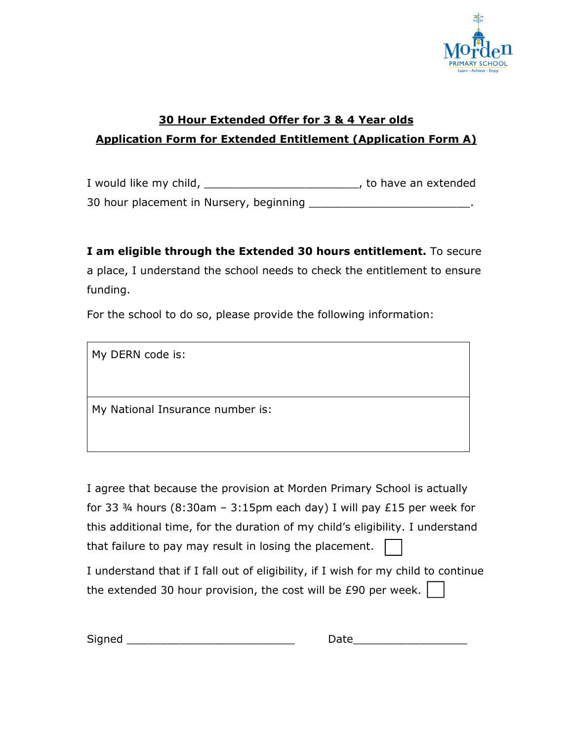## 30 Hour Extended Offer for 3 & 4 Year olds

## Application Form for Extended Entitlement (Application Form A)

I would like my child, _______________________, to have an extended 30 hour placement in Nursery, beginning ________________________.

**I am eligible through the Extended 30 hours entitlement.** To secure a place, I understand the school needs to check the entitlement to ensure funding.

For the school to do so, please provide the following information:

| My DERN code is: |
| --- |
| My National Insurance number is: |

I agree that because the provision at Morden Primary School is actually for 33 ¾ hours (8:30am – 3:15pm each day) I will pay £15 per week for this additional time, for the duration of my child's eligibility. I understand that failure to pay may result in losing the placement. ☐

I understand that if I fall out of eligibility, if I wish for my child to continue the extended 30 hour provision, the cost will be £90 per week. ☐

Signed _________________________ Date_________________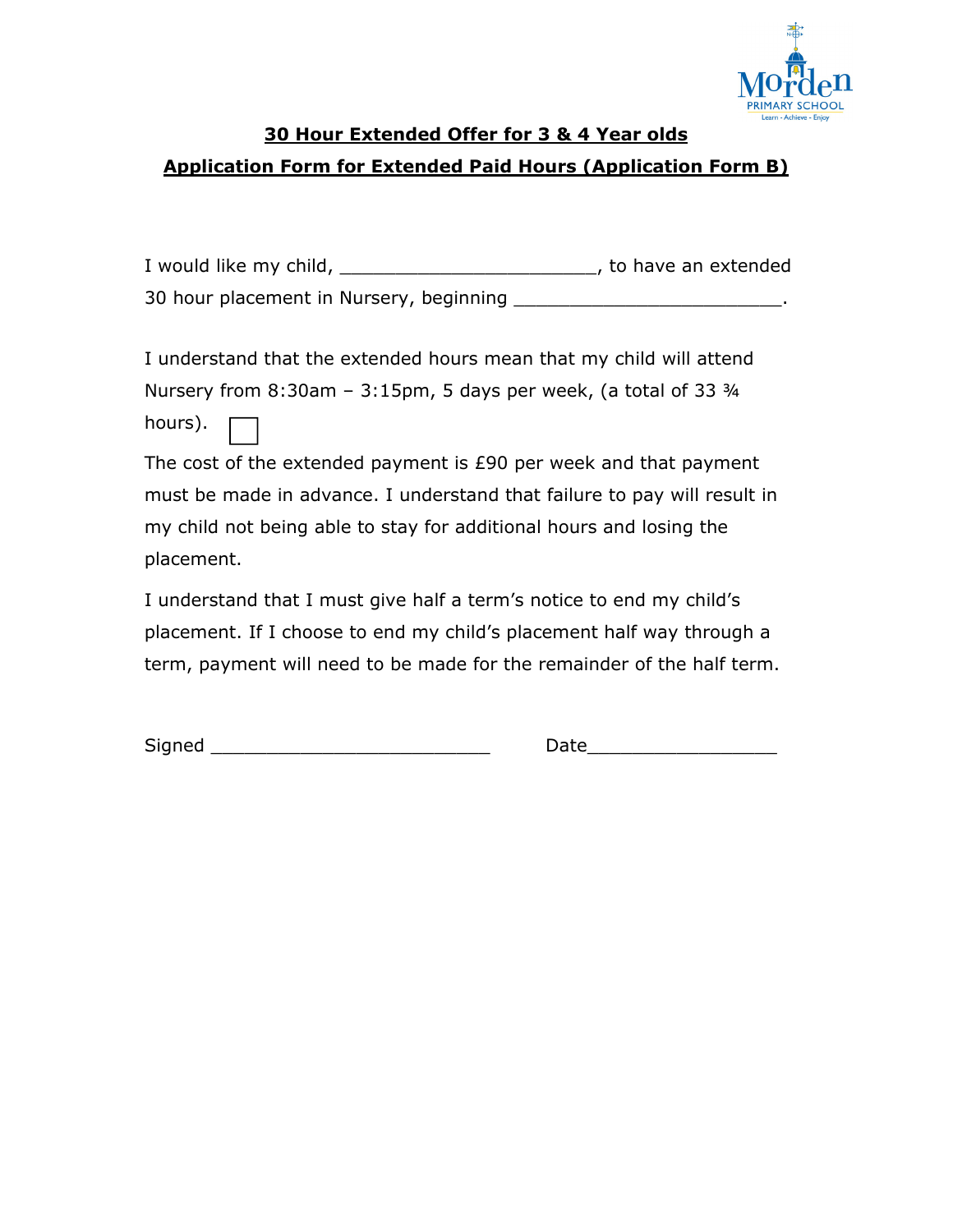Morden PRIMARY SCHOOL
Learn - Achieve - Enjoy

## 30 Hour Extended Offer for 3 & 4 Year olds

## Application Form for Extended Paid Hours (Application Form B)

I would like my child, _______________________, to have an extended 30 hour placement in Nursery, beginning ________________________.

I understand that the extended hours mean that my child will attend Nursery from 8:30am – 3:15pm, 5 days per week, (a total of 33 ¾ hours). ☐

The cost of the extended payment is £90 per week and that payment must be made in advance. I understand that failure to pay will result in my child not being able to stay for additional hours and losing the placement.

I understand that I must give half a term's notice to end my child's placement. If I choose to end my child's placement half way through a term, payment will need to be made for the remainder of the half term.

Signed _________________________ Date_________________